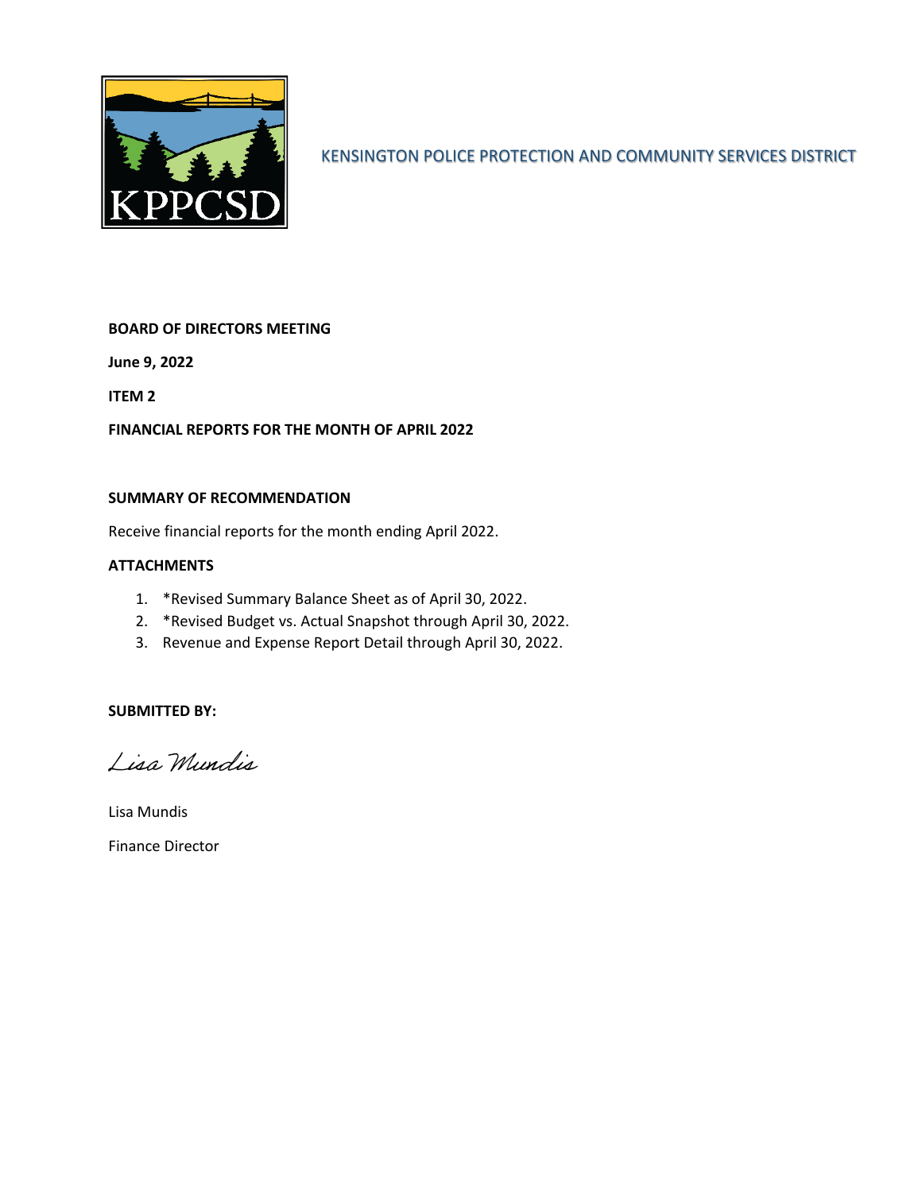KENSINGTON POLICE PROTECTION AND COMMUNITY SERVICES DISTRICT

**BOARD OF DIRECTORS MEETING**

**June 9, 2022**

**ITEM 2**

**FINANCIAL REPORTS FOR THE MONTH OF APRIL 2022**

**SUMMARY OF RECOMMENDATION**

Receive financial reports for the month ending April 2022.

**ATTACHMENTS**

1. *Revised Summary Balance Sheet as of April 30, 2022.
2. *Revised Budget vs. Actual Snapshot through April 30, 2022.
3. Revenue and Expense Report Detail through April 30, 2022.

**SUBMITTED BY:**

*Lisa Mundis*

Lisa Mundis

Finance Director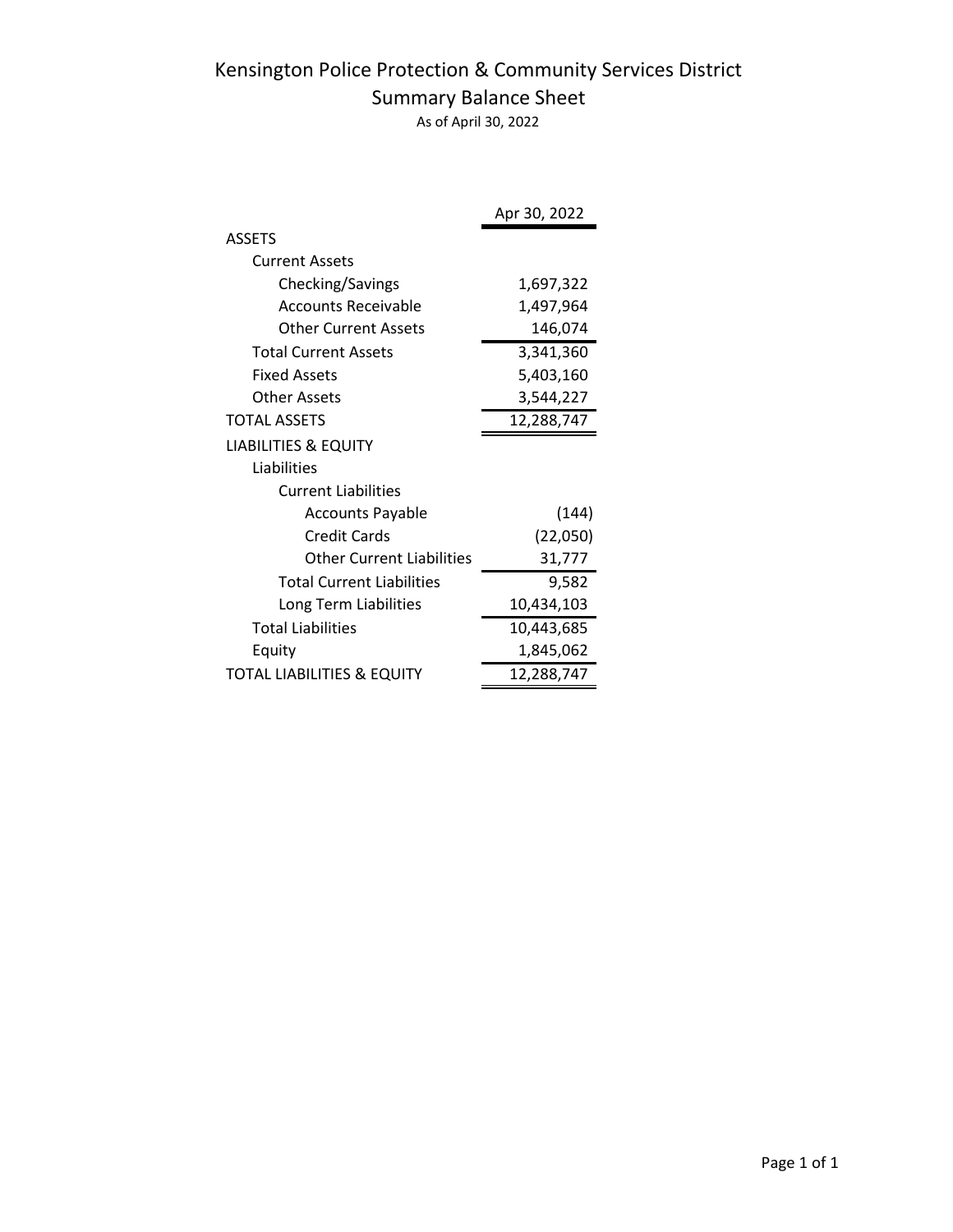# Kensington Police Protection & Community Services District

## Summary Balance Sheet

As of April 30, 2022

| | Apr 30, 2022 |
|---|---|
| ASSETS | |
| Current Assets | |
| Checking/Savings | 1,697,322 |
| Accounts Receivable | 1,497,964 |
| Other Current Assets | 146,074 |
| Total Current Assets | 3,341,360 |
| Fixed Assets | 5,403,160 |
| Other Assets | 3,544,227 |
| TOTAL ASSETS | 12,288,747 |
| LIABILITIES & EQUITY | |
| Liabilities | |
| Current Liabilities | |
| Accounts Payable | (144) |
| Credit Cards | (22,050) |
| Other Current Liabilities | 31,777 |
| Total Current Liabilities | 9,582 |
| Long Term Liabilities | 10,434,103 |
| Total Liabilities | 10,443,685 |
| Equity | 1,845,062 |
| TOTAL LIABILITIES & EQUITY | 12,288,747 |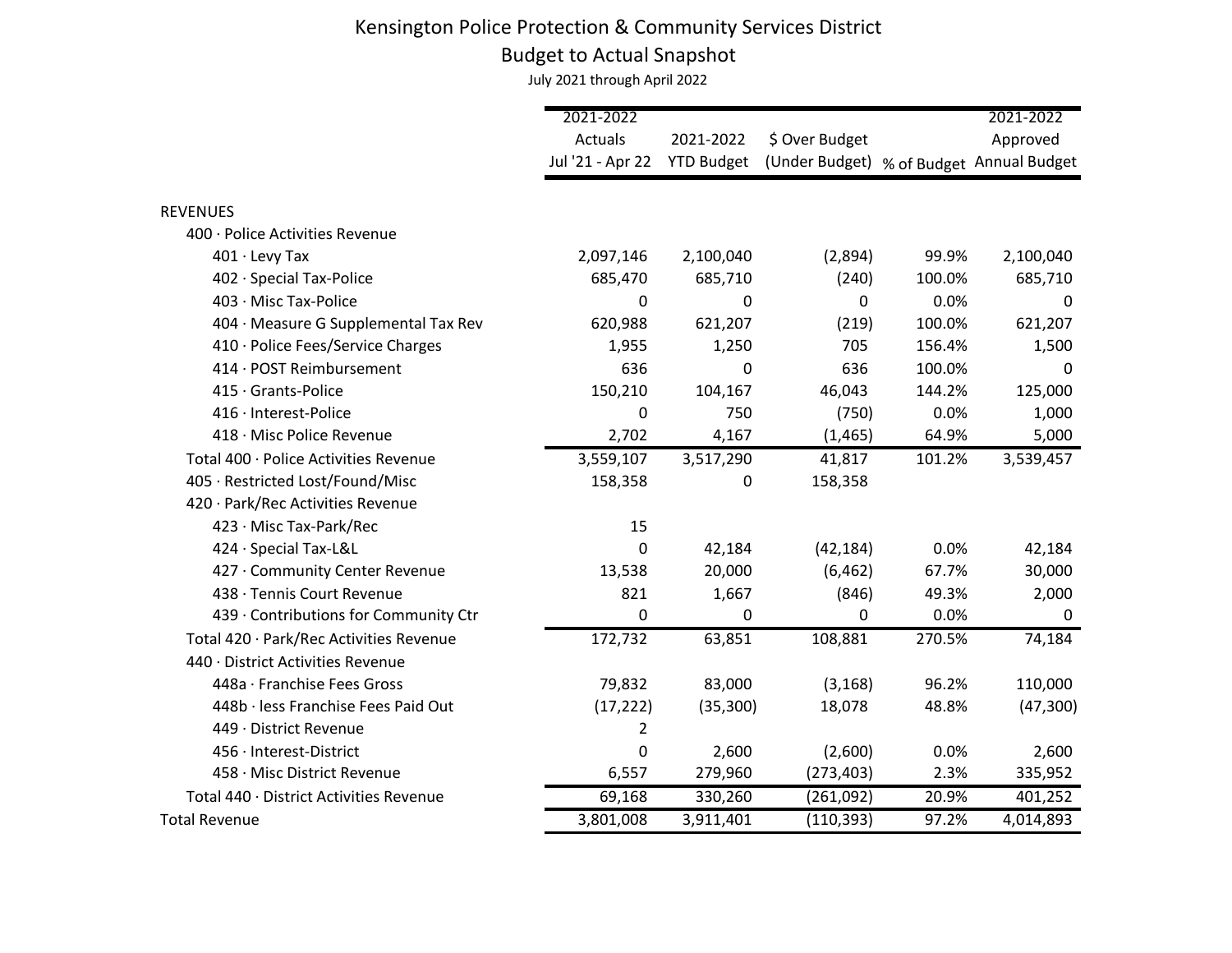# Kensington Police Protection & Community Services District

## Budget to Actual Snapshot

July 2021 through April 2022

| | 2021-2022 Actuals Jul '21 - Apr 22 | 2021-2022 YTD Budget | $ Over Budget (Under Budget) | % of Budget | 2021-2022 Approved Annual Budget |
|---|---|---|---|---|---|
| REVENUES | | | | | |
| 400 · Police Activities Revenue | | | | | |
| 401 · Levy Tax | 2,097,146 | 2,100,040 | (2,894) | 99.9% | 2,100,040 |
| 402 · Special Tax-Police | 685,470 | 685,710 | (240) | 100.0% | 685,710 |
| 403 · Misc Tax-Police | 0 | 0 | 0 | 0.0% | 0 |
| 404 · Measure G Supplemental Tax Rev | 620,988 | 621,207 | (219) | 100.0% | 621,207 |
| 410 · Police Fees/Service Charges | 1,955 | 1,250 | 705 | 156.4% | 1,500 |
| 414 · POST Reimbursement | 636 | 0 | 636 | 100.0% | 0 |
| 415 · Grants-Police | 150,210 | 104,167 | 46,043 | 144.2% | 125,000 |
| 416 · Interest-Police | 0 | 750 | (750) | 0.0% | 1,000 |
| 418 · Misc Police Revenue | 2,702 | 4,167 | (1,465) | 64.9% | 5,000 |
| Total 400 · Police Activities Revenue | 3,559,107 | 3,517,290 | 41,817 | 101.2% | 3,539,457 |
| 405 · Restricted Lost/Found/Misc | 158,358 | 0 | 158,358 | | |
| 420 · Park/Rec Activities Revenue | | | | | |
| 423 · Misc Tax-Park/Rec | 15 | | | | |
| 424 · Special Tax-L&L | 0 | 42,184 | (42,184) | 0.0% | 42,184 |
| 427 · Community Center Revenue | 13,538 | 20,000 | (6,462) | 67.7% | 30,000 |
| 438 · Tennis Court Revenue | 821 | 1,667 | (846) | 49.3% | 2,000 |
| 439 · Contributions for Community Ctr | 0 | 0 | 0 | 0.0% | 0 |
| Total 420 · Park/Rec Activities Revenue | 172,732 | 63,851 | 108,881 | 270.5% | 74,184 |
| 440 · District Activities Revenue | | | | | |
| 448a · Franchise Fees Gross | 79,832 | 83,000 | (3,168) | 96.2% | 110,000 |
| 448b · less Franchise Fees Paid Out | (17,222) | (35,300) | 18,078 | 48.8% | (47,300) |
| 449 · District Revenue | 2 | | | | |
| 456 · Interest-District | 0 | 2,600 | (2,600) | 0.0% | 2,600 |
| 458 · Misc District Revenue | 6,557 | 279,960 | (273,403) | 2.3% | 335,952 |
| Total 440 · District Activities Revenue | 69,168 | 330,260 | (261,092) | 20.9% | 401,252 |
| Total Revenue | 3,801,008 | 3,911,401 | (110,393) | 97.2% | 4,014,893 |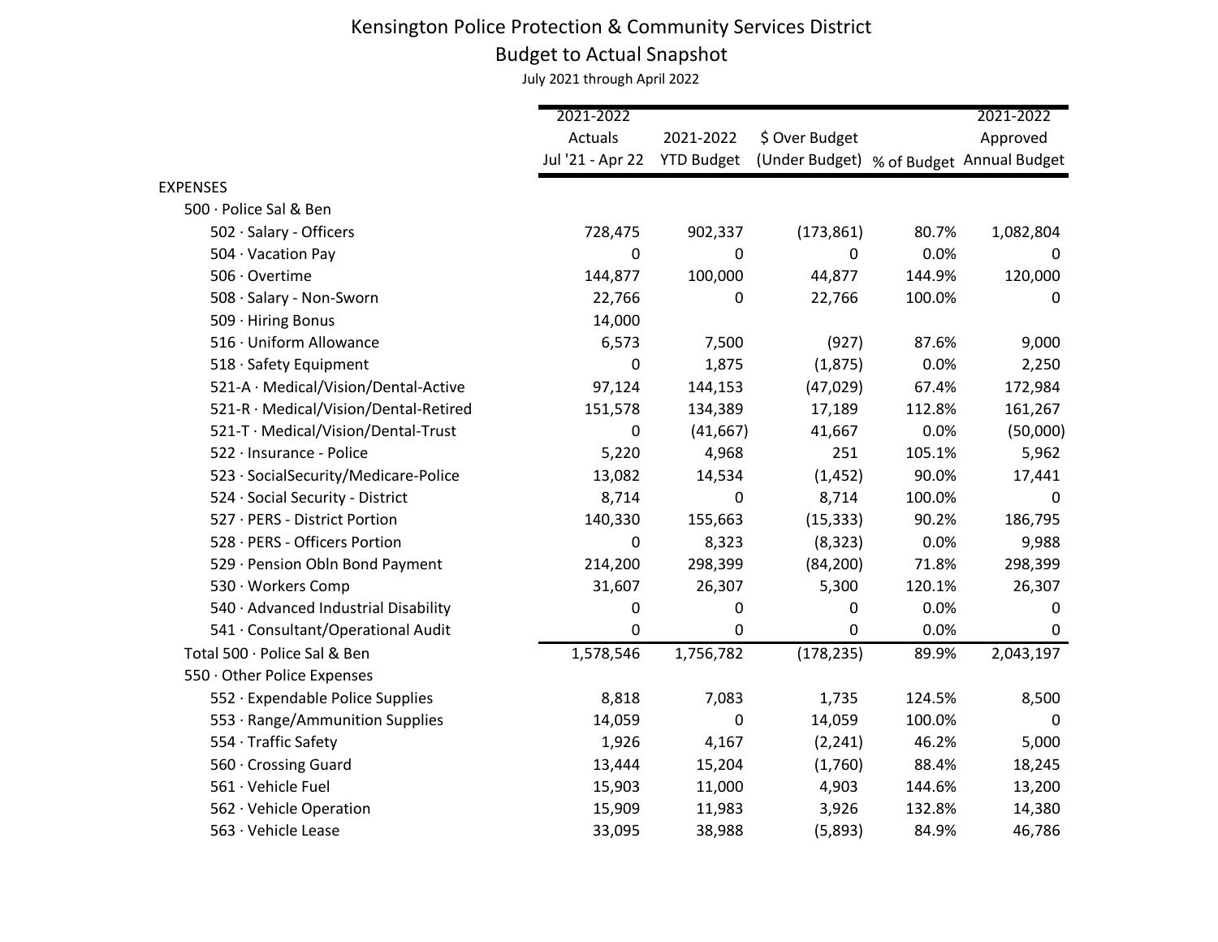# Kensington Police Protection & Community Services District

## Budget to Actual Snapshot

July 2021 through April 2022

| | 2021-2022 Actuals Jul '21 - Apr 22 | 2021-2022 YTD Budget | $ Over Budget (Under Budget) | % of Budget | 2021-2022 Approved Annual Budget |
|---|---|---|---|---|---|
| EXPENSES | | | | | |
| 500 · Police Sal & Ben | | | | | |
| 502 · Salary - Officers | 728,475 | 902,337 | (173,861) | 80.7% | 1,082,804 |
| 504 · Vacation Pay | 0 | 0 | 0 | 0.0% | 0 |
| 506 · Overtime | 144,877 | 100,000 | 44,877 | 144.9% | 120,000 |
| 508 · Salary - Non-Sworn | 22,766 | 0 | 22,766 | 100.0% | 0 |
| 509 · Hiring Bonus | 14,000 | | | | |
| 516 · Uniform Allowance | 6,573 | 7,500 | (927) | 87.6% | 9,000 |
| 518 · Safety Equipment | 0 | 1,875 | (1,875) | 0.0% | 2,250 |
| 521-A · Medical/Vision/Dental-Active | 97,124 | 144,153 | (47,029) | 67.4% | 172,984 |
| 521-R · Medical/Vision/Dental-Retired | 151,578 | 134,389 | 17,189 | 112.8% | 161,267 |
| 521-T · Medical/Vision/Dental-Trust | 0 | (41,667) | 41,667 | 0.0% | (50,000) |
| 522 · Insurance - Police | 5,220 | 4,968 | 251 | 105.1% | 5,962 |
| 523 · SocialSecurity/Medicare-Police | 13,082 | 14,534 | (1,452) | 90.0% | 17,441 |
| 524 · Social Security - District | 8,714 | 0 | 8,714 | 100.0% | 0 |
| 527 · PERS - District Portion | 140,330 | 155,663 | (15,333) | 90.2% | 186,795 |
| 528 · PERS - Officers Portion | 0 | 8,323 | (8,323) | 0.0% | 9,988 |
| 529 · Pension Obln Bond Payment | 214,200 | 298,399 | (84,200) | 71.8% | 298,399 |
| 530 · Workers Comp | 31,607 | 26,307 | 5,300 | 120.1% | 26,307 |
| 540 · Advanced Industrial Disability | 0 | 0 | 0 | 0.0% | 0 |
| 541 · Consultant/Operational Audit | 0 | 0 | 0 | 0.0% | 0 |
| Total 500 · Police Sal & Ben | 1,578,546 | 1,756,782 | (178,235) | 89.9% | 2,043,197 |
| 550 · Other Police Expenses | | | | | |
| 552 · Expendable Police Supplies | 8,818 | 7,083 | 1,735 | 124.5% | 8,500 |
| 553 · Range/Ammunition Supplies | 14,059 | 0 | 14,059 | 100.0% | 0 |
| 554 · Traffic Safety | 1,926 | 4,167 | (2,241) | 46.2% | 5,000 |
| 560 · Crossing Guard | 13,444 | 15,204 | (1,760) | 88.4% | 18,245 |
| 561 · Vehicle Fuel | 15,903 | 11,000 | 4,903 | 144.6% | 13,200 |
| 562 · Vehicle Operation | 15,909 | 11,983 | 3,926 | 132.8% | 14,380 |
| 563 · Vehicle Lease | 33,095 | 38,988 | (5,893) | 84.9% | 46,786 |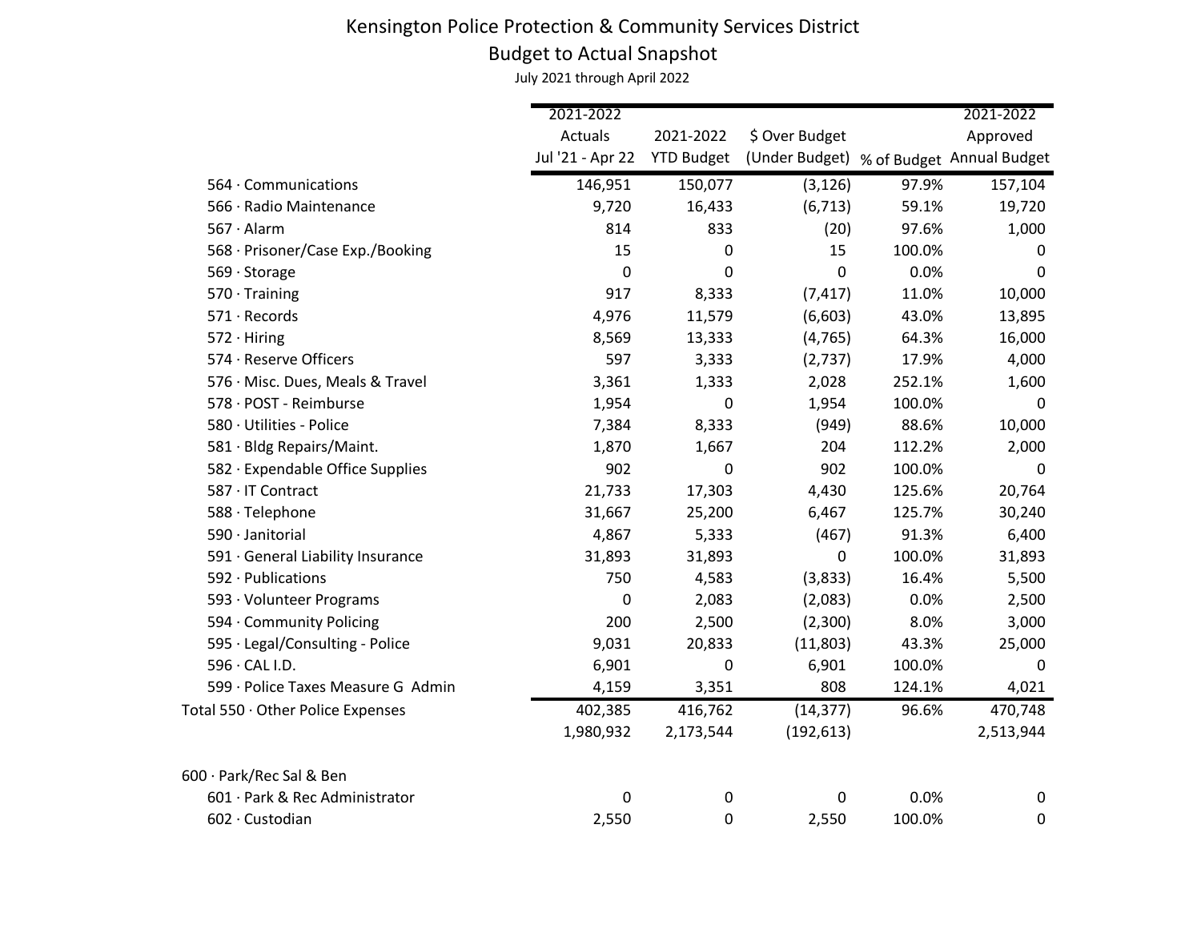# Kensington Police Protection & Community Services District

## Budget to Actual Snapshot

July 2021 through April 2022

| | 2021-2022 Actuals Jul '21 - Apr 22 | 2021-2022 YTD Budget | $ Over Budget (Under Budget) | % of Budget | 2021-2022 Approved Annual Budget |
|---|---|---|---|---|---|
| 564 · Communications | 146,951 | 150,077 | (3,126) | 97.9% | 157,104 |
| 566 · Radio Maintenance | 9,720 | 16,433 | (6,713) | 59.1% | 19,720 |
| 567 · Alarm | 814 | 833 | (20) | 97.6% | 1,000 |
| 568 · Prisoner/Case Exp./Booking | 15 | 0 | 15 | 100.0% | 0 |
| 569 · Storage | 0 | 0 | 0 | 0.0% | 0 |
| 570 · Training | 917 | 8,333 | (7,417) | 11.0% | 10,000 |
| 571 · Records | 4,976 | 11,579 | (6,603) | 43.0% | 13,895 |
| 572 · Hiring | 8,569 | 13,333 | (4,765) | 64.3% | 16,000 |
| 574 · Reserve Officers | 597 | 3,333 | (2,737) | 17.9% | 4,000 |
| 576 · Misc. Dues, Meals & Travel | 3,361 | 1,333 | 2,028 | 252.1% | 1,600 |
| 578 · POST - Reimburse | 1,954 | 0 | 1,954 | 100.0% | 0 |
| 580 · Utilities - Police | 7,384 | 8,333 | (949) | 88.6% | 10,000 |
| 581 · Bldg Repairs/Maint. | 1,870 | 1,667 | 204 | 112.2% | 2,000 |
| 582 · Expendable Office Supplies | 902 | 0 | 902 | 100.0% | 0 |
| 587 · IT Contract | 21,733 | 17,303 | 4,430 | 125.6% | 20,764 |
| 588 · Telephone | 31,667 | 25,200 | 6,467 | 125.7% | 30,240 |
| 590 · Janitorial | 4,867 | 5,333 | (467) | 91.3% | 6,400 |
| 591 · General Liability Insurance | 31,893 | 31,893 | 0 | 100.0% | 31,893 |
| 592 · Publications | 750 | 4,583 | (3,833) | 16.4% | 5,500 |
| 593 · Volunteer Programs | 0 | 2,083 | (2,083) | 0.0% | 2,500 |
| 594 · Community Policing | 200 | 2,500 | (2,300) | 8.0% | 3,000 |
| 595 · Legal/Consulting - Police | 9,031 | 20,833 | (11,803) | 43.3% | 25,000 |
| 596 · CAL I.D. | 6,901 | 0 | 6,901 | 100.0% | 0 |
| 599 · Police Taxes Measure G Admin | 4,159 | 3,351 | 808 | 124.1% | 4,021 |
| Total 550 · Other Police Expenses | 402,385 | 416,762 | (14,377) | 96.6% | 470,748 |
| | 1,980,932 | 2,173,544 | (192,613) | | 2,513,944 |
| | | | | | |
| 600 · Park/Rec Sal & Ben | | | | | |
| 601 · Park & Rec Administrator | 0 | 0 | 0 | 0.0% | 0 |
| 602 · Custodian | 2,550 | 0 | 2,550 | 100.0% | 0 |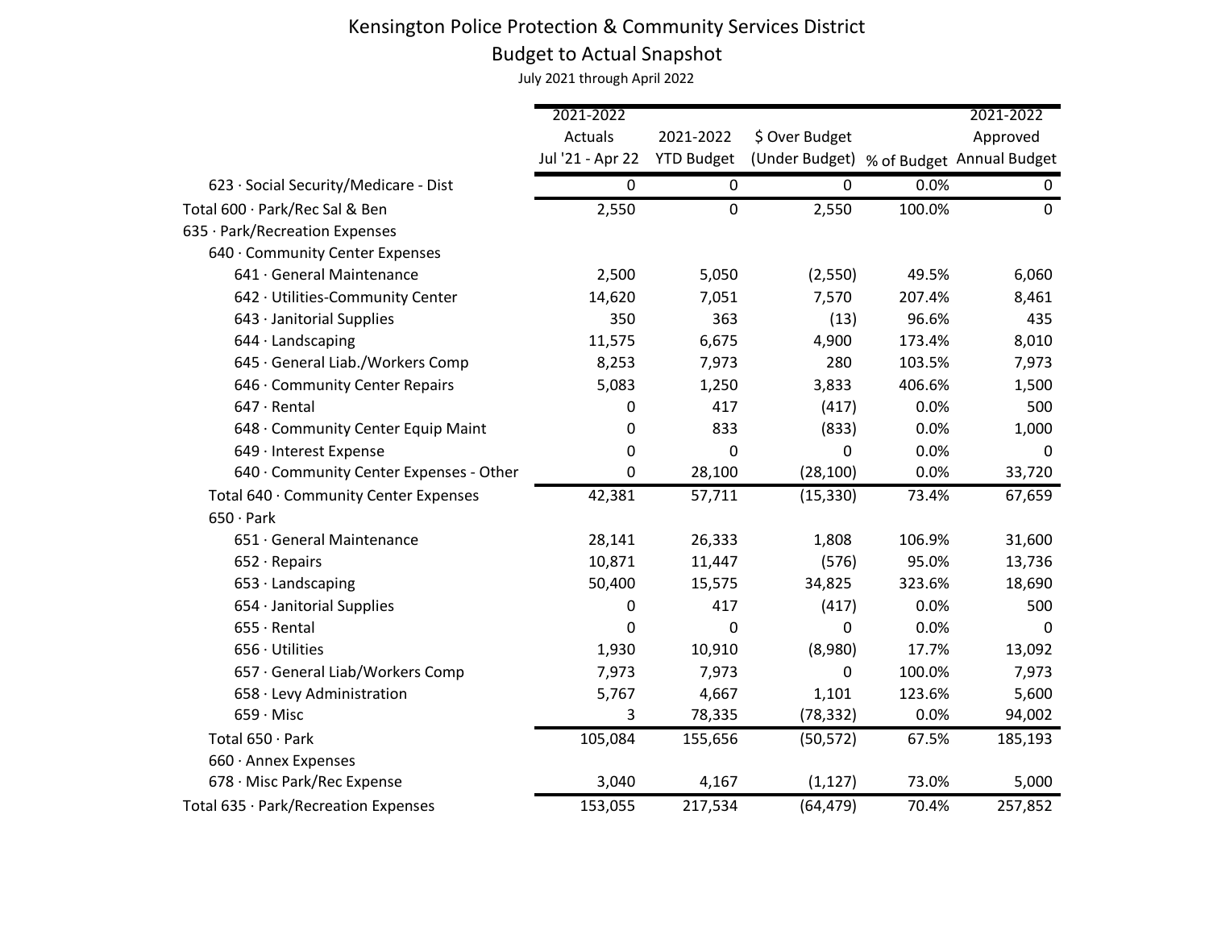# Kensington Police Protection & Community Services District

## Budget to Actual Snapshot

July 2021 through April 2022

| | 2021-2022 Actuals Jul '21 - Apr 22 | 2021-2022 YTD Budget | $ Over Budget (Under Budget) | % of Budget | 2021-2022 Approved Annual Budget |
|---|---|---|---|---|---|
| 623 · Social Security/Medicare - Dist | 0 | 0 | 0 | 0.0% | 0 |
| Total 600 · Park/Rec Sal & Ben | 2,550 | 0 | 2,550 | 100.0% | 0 |
| 635 · Park/Recreation Expenses | | | | | |
| 640 · Community Center Expenses | | | | | |
| 641 · General Maintenance | 2,500 | 5,050 | (2,550) | 49.5% | 6,060 |
| 642 · Utilities-Community Center | 14,620 | 7,051 | 7,570 | 207.4% | 8,461 |
| 643 · Janitorial Supplies | 350 | 363 | (13) | 96.6% | 435 |
| 644 · Landscaping | 11,575 | 6,675 | 4,900 | 173.4% | 8,010 |
| 645 · General Liab./Workers Comp | 8,253 | 7,973 | 280 | 103.5% | 7,973 |
| 646 · Community Center Repairs | 5,083 | 1,250 | 3,833 | 406.6% | 1,500 |
| 647 · Rental | 0 | 417 | (417) | 0.0% | 500 |
| 648 · Community Center Equip Maint | 0 | 833 | (833) | 0.0% | 1,000 |
| 649 · Interest Expense | 0 | 0 | 0 | 0.0% | 0 |
| 640 · Community Center Expenses - Other | 0 | 28,100 | (28,100) | 0.0% | 33,720 |
| Total 640 · Community Center Expenses | 42,381 | 57,711 | (15,330) | 73.4% | 67,659 |
| 650 · Park | | | | | |
| 651 · General Maintenance | 28,141 | 26,333 | 1,808 | 106.9% | 31,600 |
| 652 · Repairs | 10,871 | 11,447 | (576) | 95.0% | 13,736 |
| 653 · Landscaping | 50,400 | 15,575 | 34,825 | 323.6% | 18,690 |
| 654 · Janitorial Supplies | 0 | 417 | (417) | 0.0% | 500 |
| 655 · Rental | 0 | 0 | 0 | 0.0% | 0 |
| 656 · Utilities | 1,930 | 10,910 | (8,980) | 17.7% | 13,092 |
| 657 · General Liab/Workers Comp | 7,973 | 7,973 | 0 | 100.0% | 7,973 |
| 658 · Levy Administration | 5,767 | 4,667 | 1,101 | 123.6% | 5,600 |
| 659 · Misc | 3 | 78,335 | (78,332) | 0.0% | 94,002 |
| Total 650 · Park | 105,084 | 155,656 | (50,572) | 67.5% | 185,193 |
| 660 · Annex Expenses | | | | | |
| 678 · Misc Park/Rec Expense | 3,040 | 4,167 | (1,127) | 73.0% | 5,000 |
| Total 635 · Park/Recreation Expenses | 153,055 | 217,534 | (64,479) | 70.4% | 257,852 |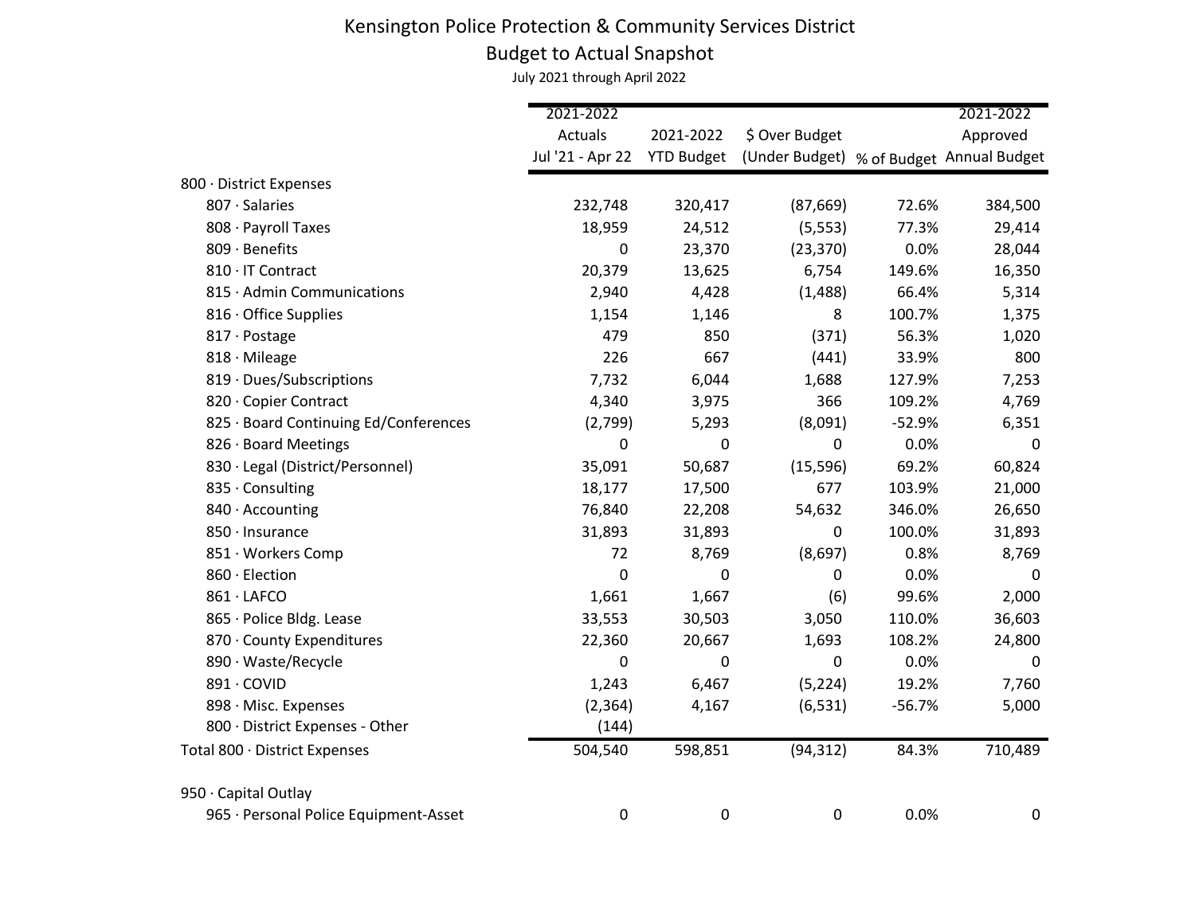# Kensington Police Protection & Community Services District

## Budget to Actual Snapshot

July 2021 through April 2022

| | 2021-2022 Actuals Jul '21 - Apr 22 | 2021-2022 YTD Budget | $ Over Budget (Under Budget) | % of Budget | 2021-2022 Approved Annual Budget |
|---|---|---|---|---|---|
| 800 · District Expenses | | | | | |
| 807 · Salaries | 232,748 | 320,417 | (87,669) | 72.6% | 384,500 |
| 808 · Payroll Taxes | 18,959 | 24,512 | (5,553) | 77.3% | 29,414 |
| 809 · Benefits | 0 | 23,370 | (23,370) | 0.0% | 28,044 |
| 810 · IT Contract | 20,379 | 13,625 | 6,754 | 149.6% | 16,350 |
| 815 · Admin Communications | 2,940 | 4,428 | (1,488) | 66.4% | 5,314 |
| 816 · Office Supplies | 1,154 | 1,146 | 8 | 100.7% | 1,375 |
| 817 · Postage | 479 | 850 | (371) | 56.3% | 1,020 |
| 818 · Mileage | 226 | 667 | (441) | 33.9% | 800 |
| 819 · Dues/Subscriptions | 7,732 | 6,044 | 1,688 | 127.9% | 7,253 |
| 820 · Copier Contract | 4,340 | 3,975 | 366 | 109.2% | 4,769 |
| 825 · Board Continuing Ed/Conferences | (2,799) | 5,293 | (8,091) | -52.9% | 6,351 |
| 826 · Board Meetings | 0 | 0 | 0 | 0.0% | 0 |
| 830 · Legal (District/Personnel) | 35,091 | 50,687 | (15,596) | 69.2% | 60,824 |
| 835 · Consulting | 18,177 | 17,500 | 677 | 103.9% | 21,000 |
| 840 · Accounting | 76,840 | 22,208 | 54,632 | 346.0% | 26,650 |
| 850 · Insurance | 31,893 | 31,893 | 0 | 100.0% | 31,893 |
| 851 · Workers Comp | 72 | 8,769 | (8,697) | 0.8% | 8,769 |
| 860 · Election | 0 | 0 | 0 | 0.0% | 0 |
| 861 · LAFCO | 1,661 | 1,667 | (6) | 99.6% | 2,000 |
| 865 · Police Bldg. Lease | 33,553 | 30,503 | 3,050 | 110.0% | 36,603 |
| 870 · County Expenditures | 22,360 | 20,667 | 1,693 | 108.2% | 24,800 |
| 890 · Waste/Recycle | 0 | 0 | 0 | 0.0% | 0 |
| 891 · COVID | 1,243 | 6,467 | (5,224) | 19.2% | 7,760 |
| 898 · Misc. Expenses | (2,364) | 4,167 | (6,531) | -56.7% | 5,000 |
| 800 · District Expenses - Other | (144) | | | | |
| Total 800 · District Expenses | 504,540 | 598,851 | (94,312) | 84.3% | 710,489 |
| 950 · Capital Outlay | | | | | |
| 965 · Personal Police Equipment-Asset | 0 | 0 | 0 | 0.0% | 0 |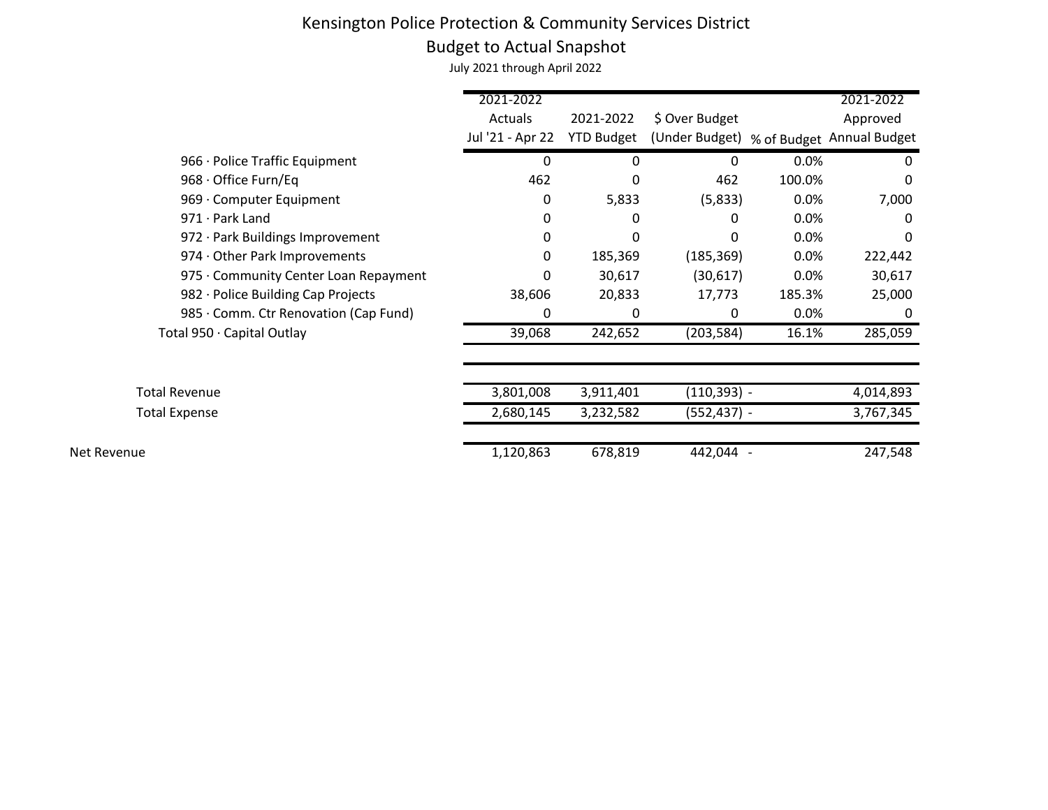# Kensington Police Protection & Community Services District

## Budget to Actual Snapshot

July 2021 through April 2022

| | 2021-2022 Actuals Jul '21 - Apr 22 | 2021-2022 YTD Budget | $ Over Budget (Under Budget) | % of Budget | 2021-2022 Approved Annual Budget |
|---|---|---|---|---|---|
| 966 · Police Traffic Equipment | 0 | 0 | 0 | 0.0% | 0 |
| 968 · Office Furn/Eq | 462 | 0 | 462 | 100.0% | 0 |
| 969 · Computer Equipment | 0 | 5,833 | (5,833) | 0.0% | 7,000 |
| 971 · Park Land | 0 | 0 | 0 | 0.0% | 0 |
| 972 · Park Buildings Improvement | 0 | 0 | 0 | 0.0% | 0 |
| 974 · Other Park Improvements | 0 | 185,369 | (185,369) | 0.0% | 222,442 |
| 975 · Community Center Loan Repayment | 0 | 30,617 | (30,617) | 0.0% | 30,617 |
| 982 · Police Building Cap Projects | 38,606 | 20,833 | 17,773 | 185.3% | 25,000 |
| 985 · Comm. Ctr Renovation (Cap Fund) | 0 | 0 | 0 | 0.0% | 0 |
| Total 950 · Capital Outlay | 39,068 | 242,652 | (203,584) | 16.1% | 285,059 |
| | | | | | |
| Total Revenue | 3,801,008 | 3,911,401 | (110,393) | - | 4,014,893 |
| Total Expense | 2,680,145 | 3,232,582 | (552,437) | - | 3,767,345 |
| | | | | | |
| Net Revenue | 1,120,863 | 678,819 | 442,044 | - | 247,548 |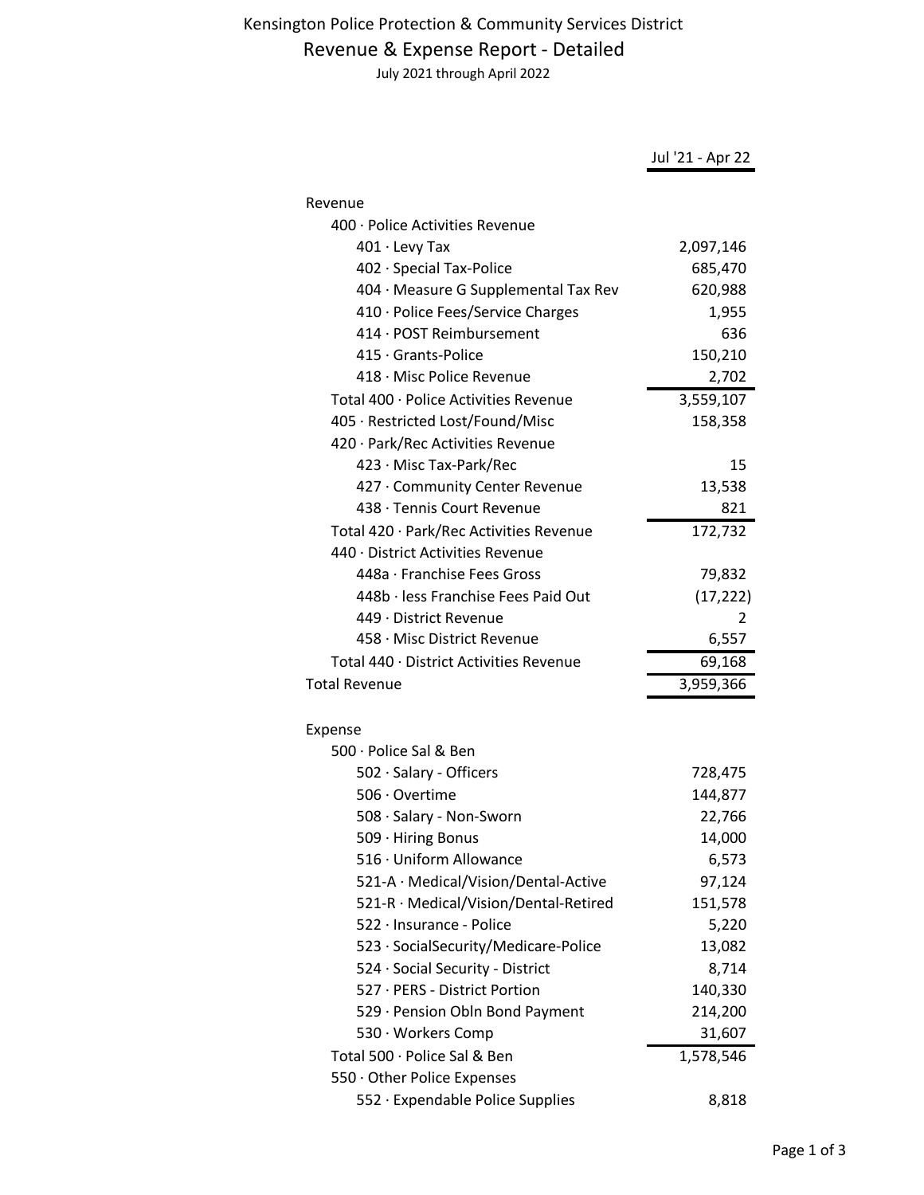# Kensington Police Protection & Community Services District

## Revenue & Expense Report - Detailed

July 2021 through April 2022

| | Jul '21 - Apr 22 |
|---|---|
| **Revenue** | |
| 400 · Police Activities Revenue | |
| 401 · Levy Tax | 2,097,146 |
| 402 · Special Tax-Police | 685,470 |
| 404 · Measure G Supplemental Tax Rev | 620,988 |
| 410 · Police Fees/Service Charges | 1,955 |
| 414 · POST Reimbursement | 636 |
| 415 · Grants-Police | 150,210 |
| 418 · Misc Police Revenue | 2,702 |
| Total 400 · Police Activities Revenue | 3,559,107 |
| 405 · Restricted Lost/Found/Misc | 158,358 |
| 420 · Park/Rec Activities Revenue | |
| 423 · Misc Tax-Park/Rec | 15 |
| 427 · Community Center Revenue | 13,538 |
| 438 · Tennis Court Revenue | 821 |
| Total 420 · Park/Rec Activities Revenue | 172,732 |
| 440 · District Activities Revenue | |
| 448a · Franchise Fees Gross | 79,832 |
| 448b · less Franchise Fees Paid Out | (17,222) |
| 449 · District Revenue | 2 |
| 458 · Misc District Revenue | 6,557 |
| Total 440 · District Activities Revenue | 69,168 |
| **Total Revenue** | 3,959,366 |
| **Expense** | |
| 500 · Police Sal & Ben | |
| 502 · Salary - Officers | 728,475 |
| 506 · Overtime | 144,877 |
| 508 · Salary - Non-Sworn | 22,766 |
| 509 · Hiring Bonus | 14,000 |
| 516 · Uniform Allowance | 6,573 |
| 521-A · Medical/Vision/Dental-Active | 97,124 |
| 521-R · Medical/Vision/Dental-Retired | 151,578 |
| 522 · Insurance - Police | 5,220 |
| 523 · SocialSecurity/Medicare-Police | 13,082 |
| 524 · Social Security - District | 8,714 |
| 527 · PERS - District Portion | 140,330 |
| 529 · Pension Obln Bond Payment | 214,200 |
| 530 · Workers Comp | 31,607 |
| Total 500 · Police Sal & Ben | 1,578,546 |
| 550 · Other Police Expenses | |
| 552 · Expendable Police Supplies | 8,818 |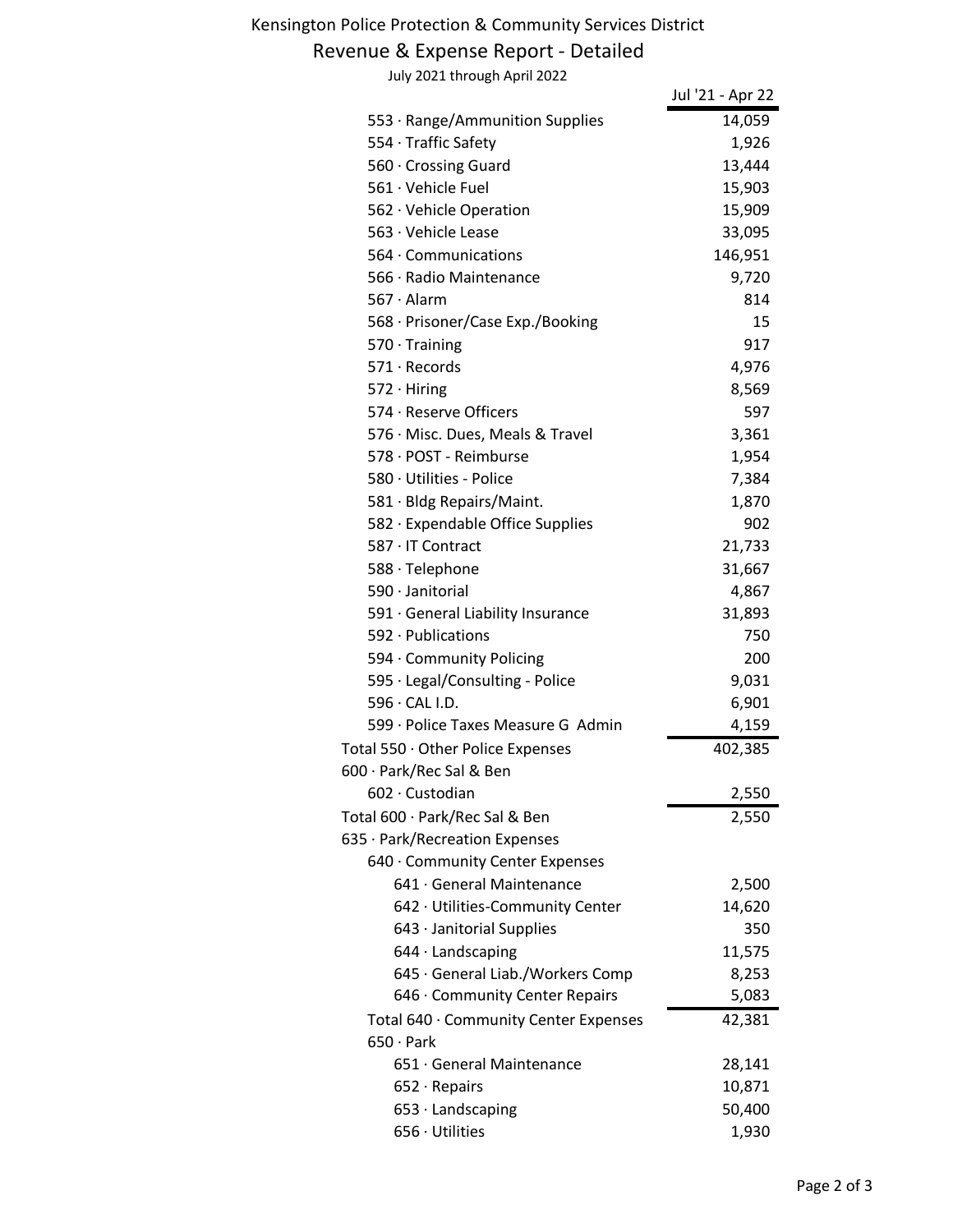# Kensington Police Protection & Community Services District

## Revenue & Expense Report - Detailed

July 2021 through April 2022

| | Jul '21 - Apr 22 |
|---|---|
| 553 · Range/Ammunition Supplies | 14,059 |
| 554 · Traffic Safety | 1,926 |
| 560 · Crossing Guard | 13,444 |
| 561 · Vehicle Fuel | 15,903 |
| 562 · Vehicle Operation | 15,909 |
| 563 · Vehicle Lease | 33,095 |
| 564 · Communications | 146,951 |
| 566 · Radio Maintenance | 9,720 |
| 567 · Alarm | 814 |
| 568 · Prisoner/Case Exp./Booking | 15 |
| 570 · Training | 917 |
| 571 · Records | 4,976 |
| 572 · Hiring | 8,569 |
| 574 · Reserve Officers | 597 |
| 576 · Misc. Dues, Meals & Travel | 3,361 |
| 578 · POST - Reimburse | 1,954 |
| 580 · Utilities - Police | 7,384 |
| 581 · Bldg Repairs/Maint. | 1,870 |
| 582 · Expendable Office Supplies | 902 |
| 587 · IT Contract | 21,733 |
| 588 · Telephone | 31,667 |
| 590 · Janitorial | 4,867 |
| 591 · General Liability Insurance | 31,893 |
| 592 · Publications | 750 |
| 594 · Community Policing | 200 |
| 595 · Legal/Consulting - Police | 9,031 |
| 596 · CAL I.D. | 6,901 |
| 599 · Police Taxes Measure G Admin | 4,159 |
| Total 550 · Other Police Expenses | 402,385 |
| 600 · Park/Rec Sal & Ben | |
| 602 · Custodian | 2,550 |
| Total 600 · Park/Rec Sal & Ben | 2,550 |
| 635 · Park/Recreation Expenses | |
| 640 · Community Center Expenses | |
| 641 · General Maintenance | 2,500 |
| 642 · Utilities-Community Center | 14,620 |
| 643 · Janitorial Supplies | 350 |
| 644 · Landscaping | 11,575 |
| 645 · General Liab./Workers Comp | 8,253 |
| 646 · Community Center Repairs | 5,083 |
| Total 640 · Community Center Expenses | 42,381 |
| 650 · Park | |
| 651 · General Maintenance | 28,141 |
| 652 · Repairs | 10,871 |
| 653 · Landscaping | 50,400 |
| 656 · Utilities | 1,930 |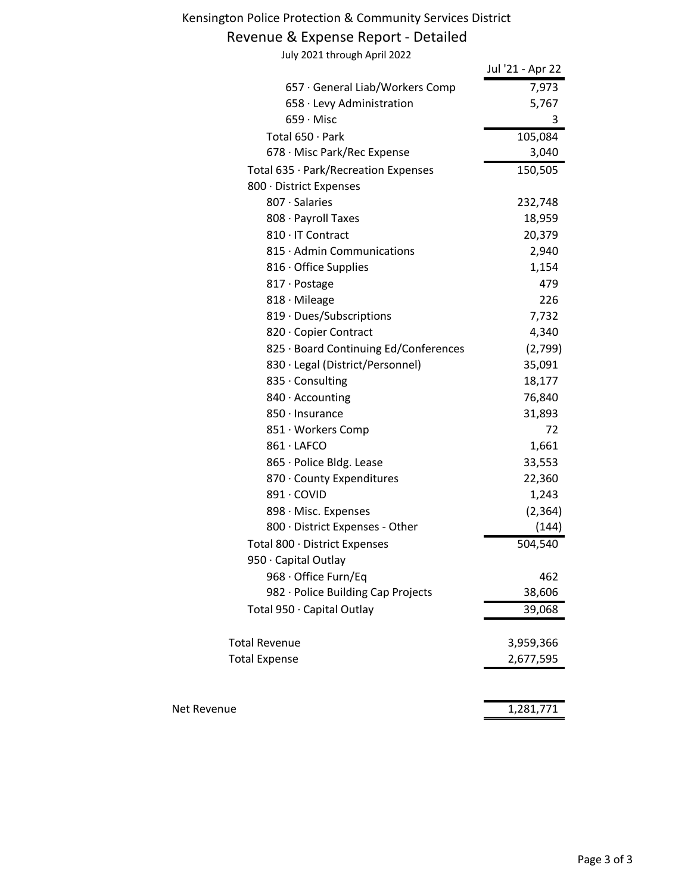# Kensington Police Protection & Community Services District

## Revenue & Expense Report - Detailed

July 2021 through April 2022

| | Jul '21 - Apr 22 |
|---|---|
| 657 · General Liab/Workers Comp | 7,973 |
| 658 · Levy Administration | 5,767 |
| 659 · Misc | 3 |
| Total 650 · Park | 105,084 |
| 678 · Misc Park/Rec Expense | 3,040 |
| Total 635 · Park/Recreation Expenses | 150,505 |
| 800 · District Expenses | |
| 807 · Salaries | 232,748 |
| 808 · Payroll Taxes | 18,959 |
| 810 · IT Contract | 20,379 |
| 815 · Admin Communications | 2,940 |
| 816 · Office Supplies | 1,154 |
| 817 · Postage | 479 |
| 818 · Mileage | 226 |
| 819 · Dues/Subscriptions | 7,732 |
| 820 · Copier Contract | 4,340 |
| 825 · Board Continuing Ed/Conferences | (2,799) |
| 830 · Legal (District/Personnel) | 35,091 |
| 835 · Consulting | 18,177 |
| 840 · Accounting | 76,840 |
| 850 · Insurance | 31,893 |
| 851 · Workers Comp | 72 |
| 861 · LAFCO | 1,661 |
| 865 · Police Bldg. Lease | 33,553 |
| 870 · County Expenditures | 22,360 |
| 891 · COVID | 1,243 |
| 898 · Misc. Expenses | (2,364) |
| 800 · District Expenses - Other | (144) |
| Total 800 · District Expenses | 504,540 |
| 950 · Capital Outlay | |
| 968 · Office Furn/Eq | 462 |
| 982 · Police Building Cap Projects | 38,606 |
| Total 950 · Capital Outlay | 39,068 |
| Total Revenue | 3,959,366 |
| Total Expense | 2,677,595 |
| Net Revenue | 1,281,771 |